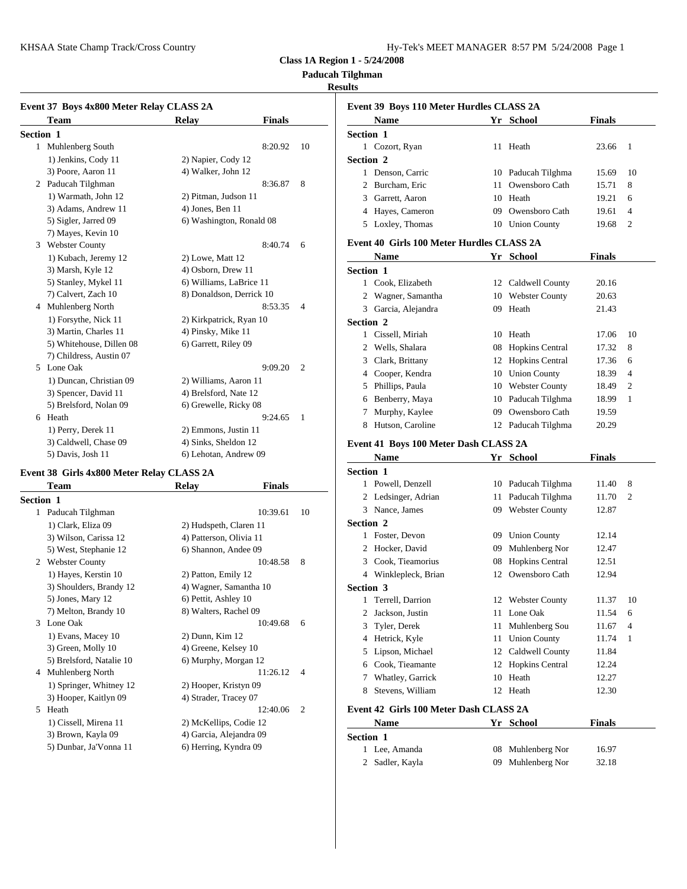**Class 1A Region 1 - 5/24/2008**

**Paducah Tilghman**

**Results**

### Event 37 Boys 4x800 Meter Relay CLASS 2A

| | Team | Relay | Finals | |
|---|---|---|---|---|
| **Section 1** | | | | |
| 1 | Muhlenberg South | | 8:20.92 | 10 |
| | 1) Jenkins, Cody 11 | 2) Napier, Cody 12 | | |
| | 3) Poore, Aaron 11 | 4) Walker, John 12 | | |
| 2 | Paducah Tilghman | | 8:36.87 | 8 |
| | 1) Warmath, John 12 | 2) Pitman, Judson 11 | | |
| | 3) Adams, Andrew 11 | 4) Jones, Ben 11 | | |
| | 5) Sigler, Jarred 09 | 6) Washington, Ronald 08 | | |
| | 7) Mayes, Kevin 10 | | | |
| 3 | Webster County | | 8:40.74 | 6 |
| | 1) Kubach, Jeremy 12 | 2) Lowe, Matt 12 | | |
| | 3) Marsh, Kyle 12 | 4) Osborn, Drew 11 | | |
| | 5) Stanley, Mykel 11 | 6) Williams, LaBrice 11 | | |
| | 7) Calvert, Zach 10 | 8) Donaldson, Derrick 10 | | |
| 4 | Muhlenberg North | | 8:53.35 | 4 |
| | 1) Forsythe, Nick 11 | 2) Kirkpatrick, Ryan 10 | | |
| | 3) Martin, Charles 11 | 4) Pinsky, Mike 11 | | |
| | 5) Whitehouse, Dillen 08 | 6) Garrett, Riley 09 | | |
| | 7) Childress, Austin 07 | | | |
| 5 | Lone Oak | | 9:09.20 | 2 |
| | 1) Duncan, Christian 09 | 2) Williams, Aaron 11 | | |
| | 3) Spencer, David 11 | 4) Brelsford, Nate 12 | | |
| | 5) Brelsford, Nolan 09 | 6) Grewelle, Ricky 08 | | |
| 6 | Heath | | 9:24.65 | 1 |
| | 1) Perry, Derek 11 | 2) Emmons, Justin 11 | | |
| | 3) Caldwell, Chase 09 | 4) Sinks, Sheldon 12 | | |
| | 5) Davis, Josh 11 | 6) Lehotan, Andrew 09 | | |

### Event 38 Girls 4x800 Meter Relay CLASS 2A

| | Team | Relay | Finals | |
|---|---|---|---|---|
| **Section 1** | | | | |
| 1 | Paducah Tilghman | | 10:39.61 | 10 |
| | 1) Clark, Eliza 09 | 2) Hudspeth, Claren 11 | | |
| | 3) Wilson, Carissa 12 | 4) Patterson, Olivia 11 | | |
| | 5) West, Stephanie 12 | 6) Shannon, Andee 09 | | |
| 2 | Webster County | | 10:48.58 | 8 |
| | 1) Hayes, Kerstin 10 | 2) Patton, Emily 12 | | |
| | 3) Shoulders, Brandy 12 | 4) Wagner, Samantha 10 | | |
| | 5) Jones, Mary 12 | 6) Pettit, Ashley 10 | | |
| | 7) Melton, Brandy 10 | 8) Walters, Rachel 09 | | |
| 3 | Lone Oak | | 10:49.68 | 6 |
| | 1) Evans, Macey 10 | 2) Dunn, Kim 12 | | |
| | 3) Green, Molly 10 | 4) Greene, Kelsey 10 | | |
| | 5) Brelsford, Natalie 10 | 6) Murphy, Morgan 12 | | |
| 4 | Muhlenberg North | | 11:26.12 | 4 |
| | 1) Springer, Whitney 12 | 2) Hooper, Kristyn 09 | | |
| | 3) Hooper, Kaitlyn 09 | 4) Strader, Tracey 07 | | |
| 5 | Heath | | 12:40.06 | 2 |
| | 1) Cissell, Mirena 11 | 2) McKellips, Codie 12 | | |
| | 3) Brown, Kayla 09 | 4) Garcia, Alejandra 09 | | |
| | 5) Dunbar, Ja'Vonna 11 | 6) Herring, Kyndra 09 | | |

### Event 39 Boys 110 Meter Hurdles CLASS 2A

| | Name | Yr | School | Finals | |
|---|---|---|---|---|---|
| **Section 1** | | | | | |
| 1 | Cozort, Ryan | 11 | Heath | 23.66 | 1 |
| **Section 2** | | | | | |
| 1 | Denson, Carric | 10 | Paducah Tilghma | 15.69 | 10 |
| 2 | Burcham, Eric | 11 | Owensboro Cath | 15.71 | 8 |
| 3 | Garrett, Aaron | 10 | Heath | 19.21 | 6 |
| 4 | Hayes, Cameron | 09 | Owensboro Cath | 19.61 | 4 |
| 5 | Loxley, Thomas | 10 | Union County | 19.68 | 2 |

### Event 40 Girls 100 Meter Hurdles CLASS 2A

| | Name | Yr | School | Finals | |
|---|---|---|---|---|---|
| **Section 1** | | | | | |
| 1 | Cook, Elizabeth | 12 | Caldwell County | 20.16 | |
| 2 | Wagner, Samantha | 10 | Webster County | 20.63 | |
| 3 | Garcia, Alejandra | 09 | Heath | 21.43 | |
| **Section 2** | | | | | |
| 1 | Cissell, Miriah | 10 | Heath | 17.06 | 10 |
| 2 | Wells, Shalara | 08 | Hopkins Central | 17.32 | 8 |
| 3 | Clark, Brittany | 12 | Hopkins Central | 17.36 | 6 |
| 4 | Cooper, Kendra | 10 | Union County | 18.39 | 4 |
| 5 | Phillips, Paula | 10 | Webster County | 18.49 | 2 |
| 6 | Benberry, Maya | 10 | Paducah Tilghma | 18.99 | 1 |
| 7 | Murphy, Kaylee | 09 | Owensboro Cath | 19.59 | |
| 8 | Hutson, Caroline | 12 | Paducah Tilghma | 20.29 | |

### Event 41 Boys 100 Meter Dash CLASS 2A

| | Name | Yr | School | Finals | |
|---|---|---|---|---|---|
| **Section 1** | | | | | |
| 1 | Powell, Denzell | 10 | Paducah Tilghma | 11.40 | 8 |
| 2 | Ledsinger, Adrian | 11 | Paducah Tilghma | 11.70 | 2 |
| 3 | Nance, James | 09 | Webster County | 12.87 | |
| **Section 2** | | | | | |
| 1 | Foster, Devon | 09 | Union County | 12.14 | |
| 2 | Hocker, David | 09 | Muhlenberg Nor | 12.47 | |
| 3 | Cook, Tieamorius | 08 | Hopkins Central | 12.51 | |
| 4 | Winklepleck, Brian | 12 | Owensboro Cath | 12.94 | |
| **Section 3** | | | | | |
| 1 | Terrell, Darrion | 12 | Webster County | 11.37 | 10 |
| 2 | Jackson, Justin | 11 | Lone Oak | 11.54 | 6 |
| 3 | Tyler, Derek | 11 | Muhlenberg Sou | 11.67 | 4 |
| 4 | Hetrick, Kyle | 11 | Union County | 11.74 | 1 |
| 5 | Lipson, Michael | 12 | Caldwell County | 11.84 | |
| 6 | Cook, Tieamante | 12 | Hopkins Central | 12.24 | |
| 7 | Whatley, Garrick | 10 | Heath | 12.27 | |
| 8 | Stevens, William | 12 | Heath | 12.30 | |

### Event 42 Girls 100 Meter Dash CLASS 2A

| | Name | Yr | School | Finals |
|---|---|---|---|---|
| **Section 1** | | | | |
| 1 | Lee, Amanda | 08 | Muhlenberg Nor | 16.97 |
| 2 | Sadler, Kayla | 09 | Muhlenberg Nor | 32.18 |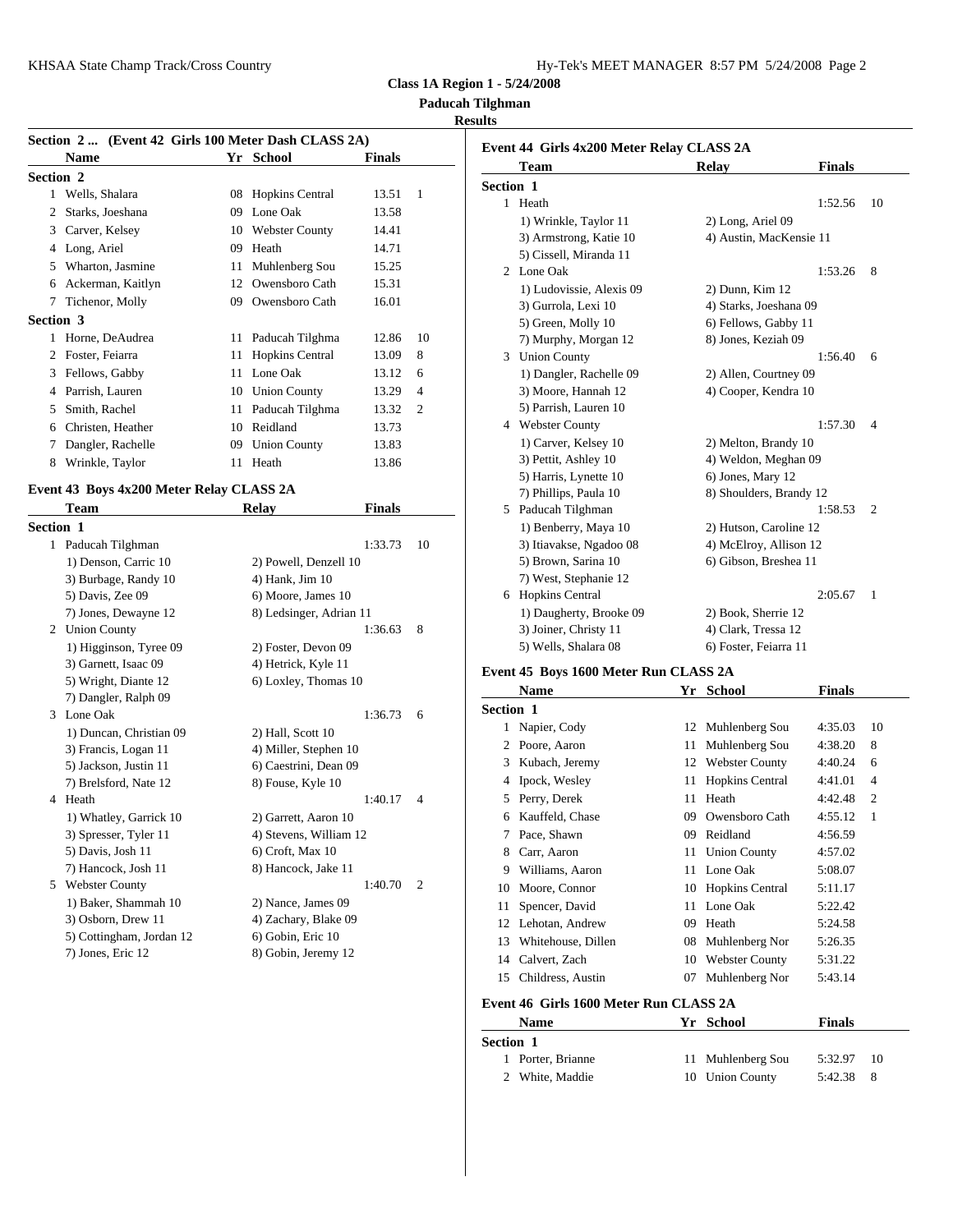**Class 1A Region 1 - 5/24/2008**

**Paducah Tilghman**

**Results**

### Section 2 ... (Event 42 Girls 100 Meter Dash CLASS 2A)

| | Name | Yr | School | Finals | |
|---|---|---|---|---|---|
| **Section 2** | | | | | |
| 1 | Wells, Shalara | 08 | Hopkins Central | 13.51 | 1 |
| 2 | Starks, Joeshana | 09 | Lone Oak | 13.58 | |
| 3 | Carver, Kelsey | 10 | Webster County | 14.41 | |
| 4 | Long, Ariel | 09 | Heath | 14.71 | |
| 5 | Wharton, Jasmine | 11 | Muhlenberg Sou | 15.25 | |
| 6 | Ackerman, Kaitlyn | 12 | Owensboro Cath | 15.31 | |
| 7 | Tichenor, Molly | 09 | Owensboro Cath | 16.01 | |
| **Section 3** | | | | | |
| 1 | Horne, DeAudrea | 11 | Paducah Tilghma | 12.86 | 10 |
| 2 | Foster, Feiarra | 11 | Hopkins Central | 13.09 | 8 |
| 3 | Fellows, Gabby | 11 | Lone Oak | 13.12 | 6 |
| 4 | Parrish, Lauren | 10 | Union County | 13.29 | 4 |
| 5 | Smith, Rachel | 11 | Paducah Tilghma | 13.32 | 2 |
| 6 | Christen, Heather | 10 | Reidland | 13.73 | |
| 7 | Dangler, Rachelle | 09 | Union County | 13.83 | |
| 8 | Wrinkle, Taylor | 11 | Heath | 13.86 | |

### Event 43 Boys 4x200 Meter Relay CLASS 2A

| | Team | Relay | Finals | |
|---|---|---|---|---|
| **Section 1** | | | | |
| 1 | Paducah Tilghman | | 1:33.73 | 10 |
| | 1) Denson, Carric 10 | 2) Powell, Denzell 10 | | |
| | 3) Burbage, Randy 10 | 4) Hank, Jim 10 | | |
| | 5) Davis, Zee 09 | 6) Moore, James 10 | | |
| | 7) Jones, Dewayne 12 | 8) Ledsinger, Adrian 11 | | |
| 2 | Union County | | 1:36.63 | 8 |
| | 1) Higginson, Tyree 09 | 2) Foster, Devon 09 | | |
| | 3) Garnett, Isaac 09 | 4) Hetrick, Kyle 11 | | |
| | 5) Wright, Diante 12 | 6) Loxley, Thomas 10 | | |
| | 7) Dangler, Ralph 09 | | | |
| 3 | Lone Oak | | 1:36.73 | 6 |
| | 1) Duncan, Christian 09 | 2) Hall, Scott 10 | | |
| | 3) Francis, Logan 11 | 4) Miller, Stephen 10 | | |
| | 5) Jackson, Justin 11 | 6) Caestrini, Dean 09 | | |
| | 7) Brelsford, Nate 12 | 8) Fouse, Kyle 10 | | |
| 4 | Heath | | 1:40.17 | 4 |
| | 1) Whatley, Garrick 10 | 2) Garrett, Aaron 10 | | |
| | 3) Spresser, Tyler 11 | 4) Stevens, William 12 | | |
| | 5) Davis, Josh 11 | 6) Croft, Max 10 | | |
| | 7) Hancock, Josh 11 | 8) Hancock, Jake 11 | | |
| 5 | Webster County | | 1:40.70 | 2 |
| | 1) Baker, Shammah 10 | 2) Nance, James 09 | | |
| | 3) Osborn, Drew 11 | 4) Zachary, Blake 09 | | |
| | 5) Cottingham, Jordan 12 | 6) Gobin, Eric 10 | | |
| | 7) Jones, Eric 12 | 8) Gobin, Jeremy 12 | | |

### Event 44 Girls 4x200 Meter Relay CLASS 2A

| | Team | Relay | Finals | |
|---|---|---|---|---|
| **Section 1** | | | | |
| 1 | Heath | | 1:52.56 | 10 |
| | 1) Wrinkle, Taylor 11 | 2) Long, Ariel 09 | | |
| | 3) Armstrong, Katie 10 | 4) Austin, MacKensie 11 | | |
| | 5) Cissell, Miranda 11 | | | |
| 2 | Lone Oak | | 1:53.26 | 8 |
| | 1) Ludovissie, Alexis 09 | 2) Dunn, Kim 12 | | |
| | 3) Gurrola, Lexi 10 | 4) Starks, Joeshana 09 | | |
| | 5) Green, Molly 10 | 6) Fellows, Gabby 11 | | |
| | 7) Murphy, Morgan 12 | 8) Jones, Keziah 09 | | |
| 3 | Union County | | 1:56.40 | 6 |
| | 1) Dangler, Rachelle 09 | 2) Allen, Courtney 09 | | |
| | 3) Moore, Hannah 12 | 4) Cooper, Kendra 10 | | |
| | 5) Parrish, Lauren 10 | | | |
| 4 | Webster County | | 1:57.30 | 4 |
| | 1) Carver, Kelsey 10 | 2) Melton, Brandy 10 | | |
| | 3) Pettit, Ashley 10 | 4) Weldon, Meghan 09 | | |
| | 5) Harris, Lynette 10 | 6) Jones, Mary 12 | | |
| | 7) Phillips, Paula 10 | 8) Shoulders, Brandy 12 | | |
| 5 | Paducah Tilghman | | 1:58.53 | 2 |
| | 1) Benberry, Maya 10 | 2) Hutson, Caroline 12 | | |
| | 3) Itiavakse, Ngadoo 08 | 4) McElroy, Allison 12 | | |
| | 5) Brown, Sarina 10 | 6) Gibson, Breshea 11 | | |
| | 7) West, Stephanie 12 | | | |
| 6 | Hopkins Central | | 2:05.67 | 1 |
| | 1) Daugherty, Brooke 09 | 2) Book, Sherrie 12 | | |
| | 3) Joiner, Christy 11 | 4) Clark, Tressa 12 | | |
| | 5) Wells, Shalara 08 | 6) Foster, Feiarra 11 | | |

### Event 45 Boys 1600 Meter Run CLASS 2A

| | Name | Yr | School | Finals | |
|---|---|---|---|---|---|
| **Section 1** | | | | | |
| 1 | Napier, Cody | 12 | Muhlenberg Sou | 4:35.03 | 10 |
| 2 | Poore, Aaron | 11 | Muhlenberg Sou | 4:38.20 | 8 |
| 3 | Kubach, Jeremy | 12 | Webster County | 4:40.24 | 6 |
| 4 | Ipock, Wesley | 11 | Hopkins Central | 4:41.01 | 4 |
| 5 | Perry, Derek | 11 | Heath | 4:42.48 | 2 |
| 6 | Kauffeld, Chase | 09 | Owensboro Cath | 4:55.12 | 1 |
| 7 | Pace, Shawn | 09 | Reidland | 4:56.59 | |
| 8 | Carr, Aaron | 11 | Union County | 4:57.02 | |
| 9 | Williams, Aaron | 11 | Lone Oak | 5:08.07 | |
| 10 | Moore, Connor | 10 | Hopkins Central | 5:11.17 | |
| 11 | Spencer, David | 11 | Lone Oak | 5:22.42 | |
| 12 | Lehotan, Andrew | 09 | Heath | 5:24.58 | |
| 13 | Whitehouse, Dillen | 08 | Muhlenberg Nor | 5:26.35 | |
| 14 | Calvert, Zach | 10 | Webster County | 5:31.22 | |
| 15 | Childress, Austin | 07 | Muhlenberg Nor | 5:43.14 | |

### Event 46 Girls 1600 Meter Run CLASS 2A

| | Name | Yr | School | Finals | |
|---|---|---|---|---|---|
| **Section 1** | | | | | |
| 1 | Porter, Brianne | 11 | Muhlenberg Sou | 5:32.97 | 10 |
| 2 | White, Maddie | 10 | Union County | 5:42.38 | 8 |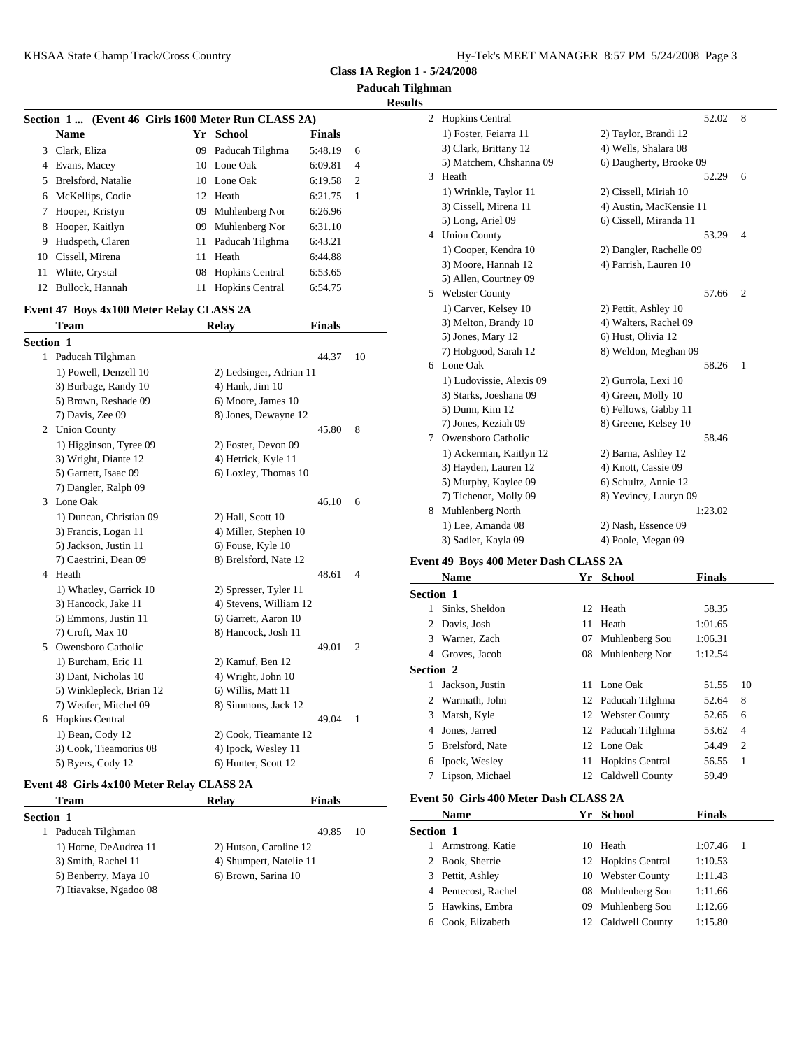**Class 1A Region 1 - 5/24/2008**

**Paducah Tilghman**

**Results**

### Section 1 ... (Event 46 Girls 1600 Meter Run CLASS 2A)

| | Name | Yr | School | Finals | |
|---|---|---|---|---|---|
| 3 | Clark, Eliza | 09 | Paducah Tilghma | 5:48.19 | 6 |
| 4 | Evans, Macey | 10 | Lone Oak | 6:09.81 | 4 |
| 5 | Brelsford, Natalie | 10 | Lone Oak | 6:19.58 | 2 |
| 6 | McKellips, Codie | 12 | Heath | 6:21.75 | 1 |
| 7 | Hooper, Kristyn | 09 | Muhlenberg Nor | 6:26.96 | |
| 8 | Hooper, Kaitlyn | 09 | Muhlenberg Nor | 6:31.10 | |
| 9 | Hudspeth, Claren | 11 | Paducah Tilghma | 6:43.21 | |
| 10 | Cissell, Mirena | 11 | Heath | 6:44.88 | |
| 11 | White, Crystal | 08 | Hopkins Central | 6:53.65 | |
| 12 | Bullock, Hannah | 11 | Hopkins Central | 6:54.75 | |

### Event 47 Boys 4x100 Meter Relay CLASS 2A

| | Team | Relay | Finals | |
|---|---|---|---|---|
| **Section 1** | | | | |
| 1 | Paducah Tilghman | | 44.37 | 10 |
| | 1) Powell, Denzell 10 | 2) Ledsinger, Adrian 11 | | |
| | 3) Burbage, Randy 10 | 4) Hank, Jim 10 | | |
| | 5) Brown, Reshade 09 | 6) Moore, James 10 | | |
| | 7) Davis, Zee 09 | 8) Jones, Dewayne 12 | | |
| 2 | Union County | | 45.80 | 8 |
| | 1) Higginson, Tyree 09 | 2) Foster, Devon 09 | | |
| | 3) Wright, Diante 12 | 4) Hetrick, Kyle 11 | | |
| | 5) Garnett, Isaac 09 | 6) Loxley, Thomas 10 | | |
| | 7) Dangler, Ralph 09 | | | |
| 3 | Lone Oak | | 46.10 | 6 |
| | 1) Duncan, Christian 09 | 2) Hall, Scott 10 | | |
| | 3) Francis, Logan 11 | 4) Miller, Stephen 10 | | |
| | 5) Jackson, Justin 11 | 6) Fouse, Kyle 10 | | |
| | 7) Caestrini, Dean 09 | 8) Brelsford, Nate 12 | | |
| 4 | Heath | | 48.61 | 4 |
| | 1) Whatley, Garrick 10 | 2) Spresser, Tyler 11 | | |
| | 3) Hancock, Jake 11 | 4) Stevens, William 12 | | |
| | 5) Emmons, Justin 11 | 6) Garrett, Aaron 10 | | |
| | 7) Croft, Max 10 | 8) Hancock, Josh 11 | | |
| 5 | Owensboro Catholic | | 49.01 | 2 |
| | 1) Burcham, Eric 11 | 2) Kamuf, Ben 12 | | |
| | 3) Dant, Nicholas 10 | 4) Wright, John 10 | | |
| | 5) Winklepleck, Brian 12 | 6) Willis, Matt 11 | | |
| | 7) Weafer, Mitchel 09 | 8) Simmons, Jack 12 | | |
| 6 | Hopkins Central | | 49.04 | 1 |
| | 1) Bean, Cody 12 | 2) Cook, Tieamante 12 | | |
| | 3) Cook, Tieamorius 08 | 4) Ipock, Wesley 11 | | |
| | 5) Byers, Cody 12 | 6) Hunter, Scott 12 | | |

### Event 48 Girls 4x100 Meter Relay CLASS 2A

| | Team | Relay | Finals | |
|---|---|---|---|---|
| **Section 1** | | | | |
| 1 | Paducah Tilghman | | 49.85 | 10 |
| | 1) Horne, DeAudrea 11 | 2) Hutson, Caroline 12 | | |
| | 3) Smith, Rachel 11 | 4) Shumpert, Natelie 11 | | |
| | 5) Benberry, Maya 10 | 6) Brown, Sarina 10 | | |
| | 7) Itiavakse, Ngadoo 08 | | | |
| 2 | Hopkins Central | | 52.02 | 8 |
| | 1) Foster, Feiarra 11 | 2) Taylor, Brandi 12 | | |
| | 3) Clark, Brittany 12 | 4) Wells, Shalara 08 | | |
| | 5) Matchem, Chshanna 09 | 6) Daugherty, Brooke 09 | | |
| 3 | Heath | | 52.29 | 6 |
| | 1) Wrinkle, Taylor 11 | 2) Cissell, Miriah 10 | | |
| | 3) Cissell, Mirena 11 | 4) Austin, MacKensie 11 | | |
| | 5) Long, Ariel 09 | 6) Cissell, Miranda 11 | | |
| 4 | Union County | | 53.29 | 4 |
| | 1) Cooper, Kendra 10 | 2) Dangler, Rachelle 09 | | |
| | 3) Moore, Hannah 12 | 4) Parrish, Lauren 10 | | |
| | 5) Allen, Courtney 09 | | | |
| 5 | Webster County | | 57.66 | 2 |
| | 1) Carver, Kelsey 10 | 2) Pettit, Ashley 10 | | |
| | 3) Melton, Brandy 10 | 4) Walters, Rachel 09 | | |
| | 5) Jones, Mary 12 | 6) Hust, Olivia 12 | | |
| | 7) Hobgood, Sarah 12 | 8) Weldon, Meghan 09 | | |
| 6 | Lone Oak | | 58.26 | 1 |
| | 1) Ludovissie, Alexis 09 | 2) Gurrola, Lexi 10 | | |
| | 3) Starks, Joeshana 09 | 4) Green, Molly 10 | | |
| | 5) Dunn, Kim 12 | 6) Fellows, Gabby 11 | | |
| | 7) Jones, Keziah 09 | 8) Greene, Kelsey 10 | | |
| 7 | Owensboro Catholic | | 58.46 | |
| | 1) Ackerman, Kaitlyn 12 | 2) Barna, Ashley 12 | | |
| | 3) Hayden, Lauren 12 | 4) Knott, Cassie 09 | | |
| | 5) Murphy, Kaylee 09 | 6) Schultz, Annie 12 | | |
| | 7) Tichenor, Molly 09 | 8) Yevincy, Lauryn 09 | | |
| 8 | Muhlenberg North | | 1:23.02 | |
| | 1) Lee, Amanda 08 | 2) Nash, Essence 09 | | |
| | 3) Sadler, Kayla 09 | 4) Poole, Megan 09 | | |

### Event 49 Boys 400 Meter Dash CLASS 2A

| | Name | Yr | School | Finals | |
|---|---|---|---|---|---|
| **Section 1** | | | | | |
| 1 | Sinks, Sheldon | 12 | Heath | 58.35 | |
| 2 | Davis, Josh | 11 | Heath | 1:01.65 | |
| 3 | Warner, Zach | 07 | Muhlenberg Sou | 1:06.31 | |
| 4 | Groves, Jacob | 08 | Muhlenberg Nor | 1:12.54 | |
| **Section 2** | | | | | |
| 1 | Jackson, Justin | 11 | Lone Oak | 51.55 | 10 |
| 2 | Warmath, John | 12 | Paducah Tilghma | 52.64 | 8 |
| 3 | Marsh, Kyle | 12 | Webster County | 52.65 | 6 |
| 4 | Jones, Jarred | 12 | Paducah Tilghma | 53.62 | 4 |
| 5 | Brelsford, Nate | 12 | Lone Oak | 54.49 | 2 |
| 6 | Ipock, Wesley | 11 | Hopkins Central | 56.55 | 1 |
| 7 | Lipson, Michael | 12 | Caldwell County | 59.49 | |

### Event 50 Girls 400 Meter Dash CLASS 2A

| | Name | Yr | School | Finals | |
|---|---|---|---|---|---|
| **Section 1** | | | | | |
| 1 | Armstrong, Katie | 10 | Heath | 1:07.46 | 1 |
| 2 | Book, Sherrie | 12 | Hopkins Central | 1:10.53 | |
| 3 | Pettit, Ashley | 10 | Webster County | 1:11.43 | |
| 4 | Pentecost, Rachel | 08 | Muhlenberg Sou | 1:11.66 | |
| 5 | Hawkins, Embra | 09 | Muhlenberg Sou | 1:12.66 | |
| 6 | Cook, Elizabeth | 12 | Caldwell County | 1:15.80 | |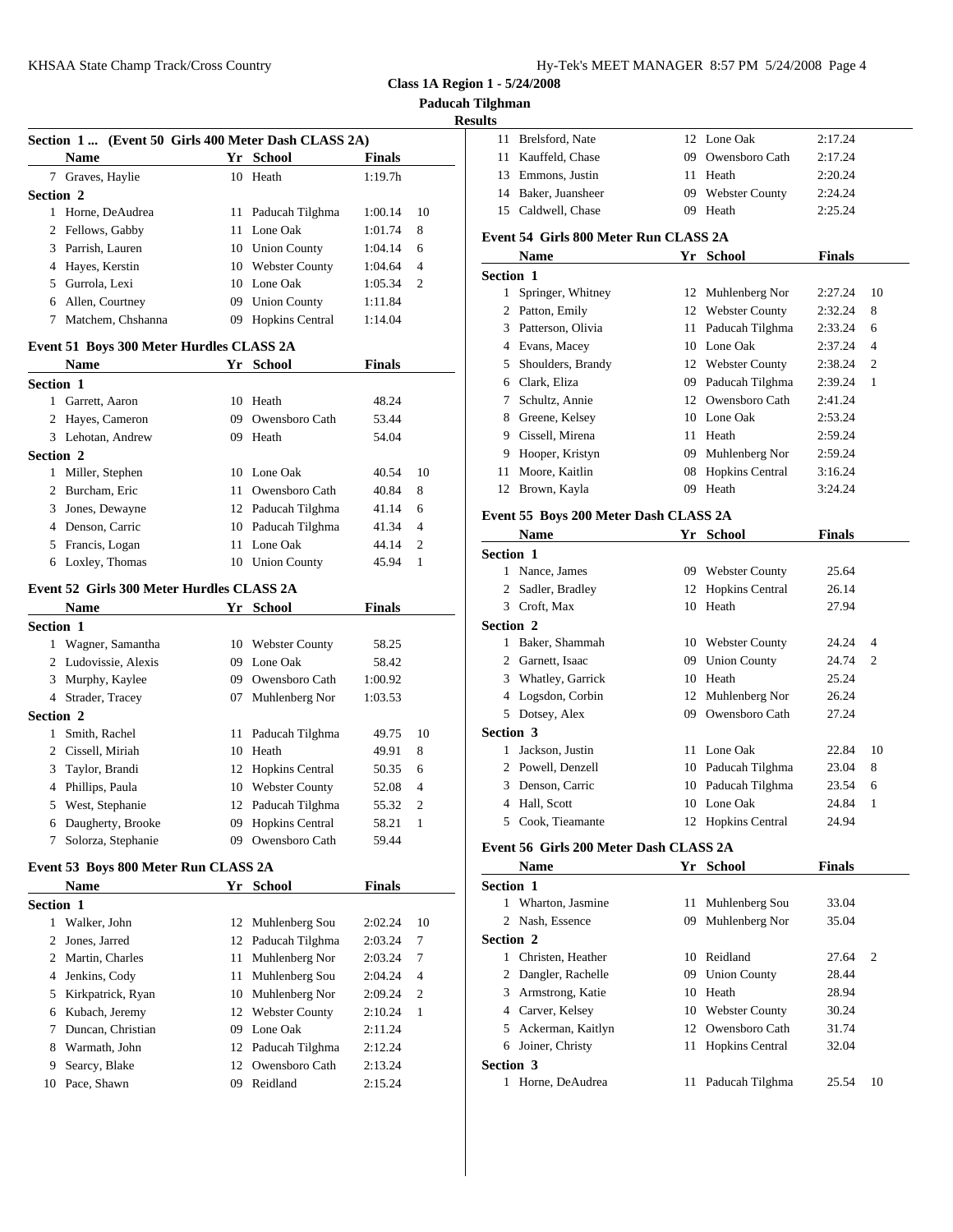**Class 1A Region 1 - 5/24/2008**

**Paducah Tilghman**

**Results**

### Section 1 ... (Event 50 Girls 400 Meter Dash CLASS 2A)

| | Name | Yr | School | Finals | |
|---|---|---|---|---|---|
| 7 | Graves, Haylie | 10 | Heath | 1:19.7h | |
| **Section 2** | | | | | |
| 1 | Horne, DeAudrea | 11 | Paducah Tilghma | 1:00.14 | 10 |
| 2 | Fellows, Gabby | 11 | Lone Oak | 1:01.74 | 8 |
| 3 | Parrish, Lauren | 10 | Union County | 1:04.14 | 6 |
| 4 | Hayes, Kerstin | 10 | Webster County | 1:04.64 | 4 |
| 5 | Gurrola, Lexi | 10 | Lone Oak | 1:05.34 | 2 |
| 6 | Allen, Courtney | 09 | Union County | 1:11.84 | |
| 7 | Matchem, Chshanna | 09 | Hopkins Central | 1:14.04 | |

### Event 51 Boys 300 Meter Hurdles CLASS 2A

| | Name | Yr | School | Finals | |
|---|---|---|---|---|---|
| **Section 1** | | | | | |
| 1 | Garrett, Aaron | 10 | Heath | 48.24 | |
| 2 | Hayes, Cameron | 09 | Owensboro Cath | 53.44 | |
| 3 | Lehotan, Andrew | 09 | Heath | 54.04 | |
| **Section 2** | | | | | |
| 1 | Miller, Stephen | 10 | Lone Oak | 40.54 | 10 |
| 2 | Burcham, Eric | 11 | Owensboro Cath | 40.84 | 8 |
| 3 | Jones, Dewayne | 12 | Paducah Tilghma | 41.14 | 6 |
| 4 | Denson, Carric | 10 | Paducah Tilghma | 41.34 | 4 |
| 5 | Francis, Logan | 11 | Lone Oak | 44.14 | 2 |
| 6 | Loxley, Thomas | 10 | Union County | 45.94 | 1 |

### Event 52 Girls 300 Meter Hurdles CLASS 2A

| | Name | Yr | School | Finals | |
|---|---|---|---|---|---|
| **Section 1** | | | | | |
| 1 | Wagner, Samantha | 10 | Webster County | 58.25 | |
| 2 | Ludovissie, Alexis | 09 | Lone Oak | 58.42 | |
| 3 | Murphy, Kaylee | 09 | Owensboro Cath | 1:00.92 | |
| 4 | Strader, Tracey | 07 | Muhlenberg Nor | 1:03.53 | |
| **Section 2** | | | | | |
| 1 | Smith, Rachel | 11 | Paducah Tilghma | 49.75 | 10 |
| 2 | Cissell, Miriah | 10 | Heath | 49.91 | 8 |
| 3 | Taylor, Brandi | 12 | Hopkins Central | 50.35 | 6 |
| 4 | Phillips, Paula | 10 | Webster County | 52.08 | 4 |
| 5 | West, Stephanie | 12 | Paducah Tilghma | 55.32 | 2 |
| 6 | Daugherty, Brooke | 09 | Hopkins Central | 58.21 | 1 |
| 7 | Solorza, Stephanie | 09 | Owensboro Cath | 59.44 | |

### Event 53 Boys 800 Meter Run CLASS 2A

| | Name | Yr | School | Finals | |
|---|---|---|---|---|---|
| **Section 1** | | | | | |
| 1 | Walker, John | 12 | Muhlenberg Sou | 2:02.24 | 10 |
| 2 | Jones, Jarred | 12 | Paducah Tilghma | 2:03.24 | 7 |
| 2 | Martin, Charles | 11 | Muhlenberg Nor | 2:03.24 | 7 |
| 4 | Jenkins, Cody | 11 | Muhlenberg Sou | 2:04.24 | 4 |
| 5 | Kirkpatrick, Ryan | 10 | Muhlenberg Nor | 2:09.24 | 2 |
| 6 | Kubach, Jeremy | 12 | Webster County | 2:10.24 | 1 |
| 7 | Duncan, Christian | 09 | Lone Oak | 2:11.24 | |
| 8 | Warmath, John | 12 | Paducah Tilghma | 2:12.24 | |
| 9 | Searcy, Blake | 12 | Owensboro Cath | 2:13.24 | |
| 10 | Pace, Shawn | 09 | Reidland | 2:15.24 | |
| 11 | Brelsford, Nate | 12 | Lone Oak | 2:17.24 | |
| 11 | Kauffeld, Chase | 09 | Owensboro Cath | 2:17.24 | |
| 13 | Emmons, Justin | 11 | Heath | 2:20.24 | |
| 14 | Baker, Juansheer | 09 | Webster County | 2:24.24 | |
| 15 | Caldwell, Chase | 09 | Heath | 2:25.24 | |

### Event 54 Girls 800 Meter Run CLASS 2A

| | Name | Yr | School | Finals | |
|---|---|---|---|---|---|
| **Section 1** | | | | | |
| 1 | Springer, Whitney | 12 | Muhlenberg Nor | 2:27.24 | 10 |
| 2 | Patton, Emily | 12 | Webster County | 2:32.24 | 8 |
| 3 | Patterson, Olivia | 11 | Paducah Tilghma | 2:33.24 | 6 |
| 4 | Evans, Macey | 10 | Lone Oak | 2:37.24 | 4 |
| 5 | Shoulders, Brandy | 12 | Webster County | 2:38.24 | 2 |
| 6 | Clark, Eliza | 09 | Paducah Tilghma | 2:39.24 | 1 |
| 7 | Schultz, Annie | 12 | Owensboro Cath | 2:41.24 | |
| 8 | Greene, Kelsey | 10 | Lone Oak | 2:53.24 | |
| 9 | Cissell, Mirena | 11 | Heath | 2:59.24 | |
| 9 | Hooper, Kristyn | 09 | Muhlenberg Nor | 2:59.24 | |
| 11 | Moore, Kaitlin | 08 | Hopkins Central | 3:16.24 | |
| 12 | Brown, Kayla | 09 | Heath | 3:24.24 | |

### Event 55 Boys 200 Meter Dash CLASS 2A

| | Name | Yr | School | Finals | |
|---|---|---|---|---|---|
| **Section 1** | | | | | |
| 1 | Nance, James | 09 | Webster County | 25.64 | |
| 2 | Sadler, Bradley | 12 | Hopkins Central | 26.14 | |
| 3 | Croft, Max | 10 | Heath | 27.94 | |
| **Section 2** | | | | | |
| 1 | Baker, Shammah | 10 | Webster County | 24.24 | 4 |
| 2 | Garnett, Isaac | 09 | Union County | 24.74 | 2 |
| 3 | Whatley, Garrick | 10 | Heath | 25.24 | |
| 4 | Logsdon, Corbin | 12 | Muhlenberg Nor | 26.24 | |
| 5 | Dotsey, Alex | 09 | Owensboro Cath | 27.24 | |
| **Section 3** | | | | | |
| 1 | Jackson, Justin | 11 | Lone Oak | 22.84 | 10 |
| 2 | Powell, Denzell | 10 | Paducah Tilghma | 23.04 | 8 |
| 3 | Denson, Carric | 10 | Paducah Tilghma | 23.54 | 6 |
| 4 | Hall, Scott | 10 | Lone Oak | 24.84 | 1 |
| 5 | Cook, Tieamante | 12 | Hopkins Central | 24.94 | |

### Event 56 Girls 200 Meter Dash CLASS 2A

| | Name | Yr | School | Finals | |
|---|---|---|---|---|---|
| **Section 1** | | | | | |
| 1 | Wharton, Jasmine | 11 | Muhlenberg Sou | 33.04 | |
| 2 | Nash, Essence | 09 | Muhlenberg Nor | 35.04 | |
| **Section 2** | | | | | |
| 1 | Christen, Heather | 10 | Reidland | 27.64 | 2 |
| 2 | Dangler, Rachelle | 09 | Union County | 28.44 | |
| 3 | Armstrong, Katie | 10 | Heath | 28.94 | |
| 4 | Carver, Kelsey | 10 | Webster County | 30.24 | |
| 5 | Ackerman, Kaitlyn | 12 | Owensboro Cath | 31.74 | |
| 6 | Joiner, Christy | 11 | Hopkins Central | 32.04 | |
| **Section 3** | | | | | |
| 1 | Horne, DeAudrea | 11 | Paducah Tilghma | 25.54 | 10 |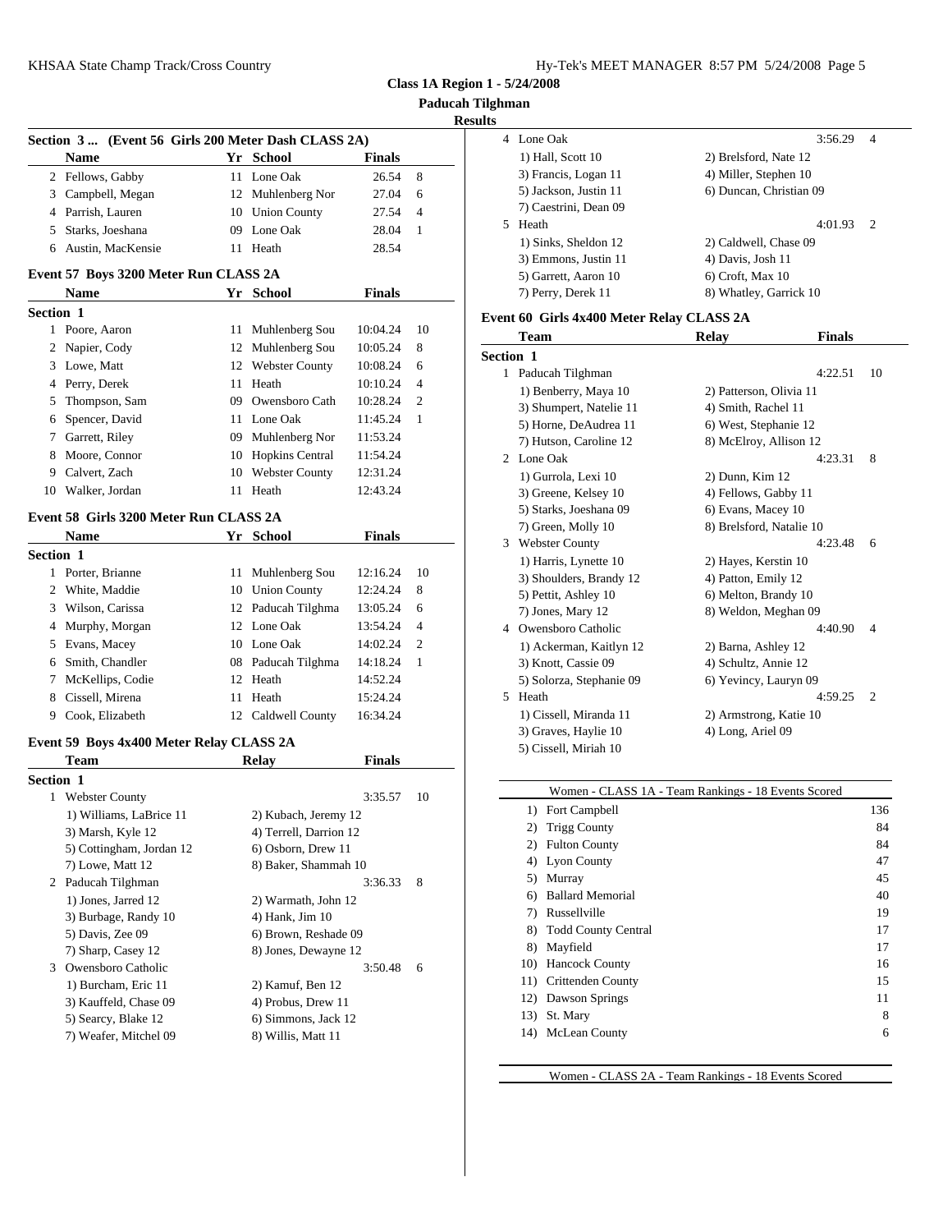**Class 1A Region 1 - 5/24/2008**

**Paducah Tilghman**

**Results**

### Section 3 ... (Event 56 Girls 200 Meter Dash CLASS 2A)

| | Name | Yr | School | Finals | |
|---|---|---|---|---|---|
| 2 | Fellows, Gabby | 11 | Lone Oak | 26.54 | 8 |
| 3 | Campbell, Megan | 12 | Muhlenberg Nor | 27.04 | 6 |
| 4 | Parrish, Lauren | 10 | Union County | 27.54 | 4 |
| 5 | Starks, Joeshana | 09 | Lone Oak | 28.04 | 1 |
| 6 | Austin, MacKensie | 11 | Heath | 28.54 | |

### Event 57 Boys 3200 Meter Run CLASS 2A

| | Name | Yr | School | Finals | |
|---|---|---|---|---|---|
| **Section 1** | | | | | |
| 1 | Poore, Aaron | 11 | Muhlenberg Sou | 10:04.24 | 10 |
| 2 | Napier, Cody | 12 | Muhlenberg Sou | 10:05.24 | 8 |
| 3 | Lowe, Matt | 12 | Webster County | 10:08.24 | 6 |
| 4 | Perry, Derek | 11 | Heath | 10:10.24 | 4 |
| 5 | Thompson, Sam | 09 | Owensboro Cath | 10:28.24 | 2 |
| 6 | Spencer, David | 11 | Lone Oak | 11:45.24 | 1 |
| 7 | Garrett, Riley | 09 | Muhlenberg Nor | 11:53.24 | |
| 8 | Moore, Connor | 10 | Hopkins Central | 11:54.24 | |
| 9 | Calvert, Zach | 10 | Webster County | 12:31.24 | |
| 10 | Walker, Jordan | 11 | Heath | 12:43.24 | |

### Event 58 Girls 3200 Meter Run CLASS 2A

| | Name | Yr | School | Finals | |
|---|---|---|---|---|---|
| **Section 1** | | | | | |
| 1 | Porter, Brianne | 11 | Muhlenberg Sou | 12:16.24 | 10 |
| 2 | White, Maddie | 10 | Union County | 12:24.24 | 8 |
| 3 | Wilson, Carissa | 12 | Paducah Tilghma | 13:05.24 | 6 |
| 4 | Murphy, Morgan | 12 | Lone Oak | 13:54.24 | 4 |
| 5 | Evans, Macey | 10 | Lone Oak | 14:02.24 | 2 |
| 6 | Smith, Chandler | 08 | Paducah Tilghma | 14:18.24 | 1 |
| 7 | McKellips, Codie | 12 | Heath | 14:52.24 | |
| 8 | Cissell, Mirena | 11 | Heath | 15:24.24 | |
| 9 | Cook, Elizabeth | 12 | Caldwell County | 16:34.24 | |

### Event 59 Boys 4x400 Meter Relay CLASS 2A

| | Team | Relay | Finals | |
|---|---|---|---|---|
| **Section 1** | | | | |
| 1 | Webster County | | 3:35.57 | 10 |
| | 1) Williams, LaBrice 11 | 2) Kubach, Jeremy 12 | | |
| | 3) Marsh, Kyle 12 | 4) Terrell, Darrion 12 | | |
| | 5) Cottingham, Jordan 12 | 6) Osborn, Drew 11 | | |
| | 7) Lowe, Matt 12 | 8) Baker, Shammah 10 | | |
| 2 | Paducah Tilghman | | 3:36.33 | 8 |
| | 1) Jones, Jarred 12 | 2) Warmath, John 12 | | |
| | 3) Burbage, Randy 10 | 4) Hank, Jim 10 | | |
| | 5) Davis, Zee 09 | 6) Brown, Reshade 09 | | |
| | 7) Sharp, Casey 12 | 8) Jones, Dewayne 12 | | |
| 3 | Owensboro Catholic | | 3:50.48 | 6 |
| | 1) Burcham, Eric 11 | 2) Kamuf, Ben 12 | | |
| | 3) Kauffeld, Chase 09 | 4) Probus, Drew 11 | | |
| | 5) Searcy, Blake 12 | 6) Simmons, Jack 12 | | |
| | 7) Weafer, Mitchel 09 | 8) Willis, Matt 11 | | |
| 4 | Lone Oak | | 3:56.29 | 4 |
| | 1) Hall, Scott 10 | 2) Brelsford, Nate 12 | | |
| | 3) Francis, Logan 11 | 4) Miller, Stephen 10 | | |
| | 5) Jackson, Justin 11 | 6) Duncan, Christian 09 | | |
| | 7) Caestrini, Dean 09 | | | |
| 5 | Heath | | 4:01.93 | 2 |
| | 1) Sinks, Sheldon 12 | 2) Caldwell, Chase 09 | | |
| | 3) Emmons, Justin 11 | 4) Davis, Josh 11 | | |
| | 5) Garrett, Aaron 10 | 6) Croft, Max 10 | | |
| | 7) Perry, Derek 11 | 8) Whatley, Garrick 10 | | |

### Event 60 Girls 4x400 Meter Relay CLASS 2A

| | Team | Relay | Finals | |
|---|---|---|---|---|
| **Section 1** | | | | |
| 1 | Paducah Tilghman | | 4:22.51 | 10 |
| | 1) Benberry, Maya 10 | 2) Patterson, Olivia 11 | | |
| | 3) Shumpert, Natelie 11 | 4) Smith, Rachel 11 | | |
| | 5) Horne, DeAudrea 11 | 6) West, Stephanie 12 | | |
| | 7) Hutson, Caroline 12 | 8) McElroy, Allison 12 | | |
| 2 | Lone Oak | | 4:23.31 | 8 |
| | 1) Gurrola, Lexi 10 | 2) Dunn, Kim 12 | | |
| | 3) Greene, Kelsey 10 | 4) Fellows, Gabby 11 | | |
| | 5) Starks, Joeshana 09 | 6) Evans, Macey 10 | | |
| | 7) Green, Molly 10 | 8) Brelsford, Natalie 10 | | |
| 3 | Webster County | | 4:23.48 | 6 |
| | 1) Harris, Lynette 10 | 2) Hayes, Kerstin 10 | | |
| | 3) Shoulders, Brandy 12 | 4) Patton, Emily 12 | | |
| | 5) Pettit, Ashley 10 | 6) Melton, Brandy 10 | | |
| | 7) Jones, Mary 12 | 8) Weldon, Meghan 09 | | |
| 4 | Owensboro Catholic | | 4:40.90 | 4 |
| | 1) Ackerman, Kaitlyn 12 | 2) Barna, Ashley 12 | | |
| | 3) Knott, Cassie 09 | 4) Schultz, Annie 12 | | |
| | 5) Solorza, Stephanie 09 | 6) Yevincy, Lauryn 09 | | |
| 5 | Heath | | 4:59.25 | 2 |
| | 1) Cissell, Miranda 11 | 2) Armstrong, Katie 10 | | |
| | 3) Graves, Haylie 10 | 4) Long, Ariel 09 | | |
| | 5) Cissell, Miriah 10 | | | |

### Women - CLASS 1A - Team Rankings - 18 Events Scored

| | Team | Points |
|---|---|---|
| 1) | Fort Campbell | 136 |
| 2) | Trigg County | 84 |
| 2) | Fulton County | 84 |
| 4) | Lyon County | 47 |
| 5) | Murray | 45 |
| 6) | Ballard Memorial | 40 |
| 7) | Russellville | 19 |
| 8) | Todd County Central | 17 |
| 8) | Mayfield | 17 |
| 10) | Hancock County | 16 |
| 11) | Crittenden County | 15 |
| 12) | Dawson Springs | 11 |
| 13) | St. Mary | 8 |
| 14) | McLean County | 6 |

### Women - CLASS 2A - Team Rankings - 18 Events Scored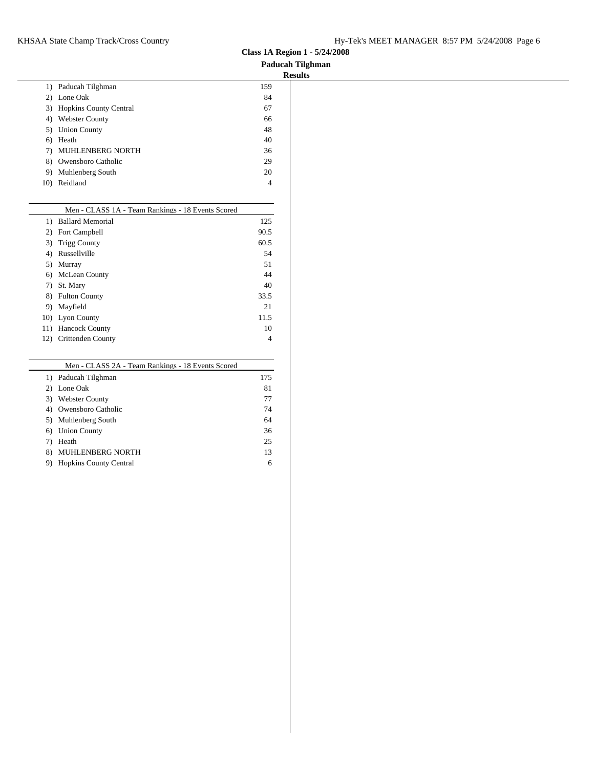**Class 1A Region 1 - 5/24/2008**

**Paducah Tilghman**

**Results**

| | | |
|---|---|---|
| 1) | Paducah Tilghman | 159 |
| 2) | Lone Oak | 84 |
| 3) | Hopkins County Central | 67 |
| 4) | Webster County | 66 |
| 5) | Union County | 48 |
| 6) | Heath | 40 |
| 7) | MUHLENBERG NORTH | 36 |
| 8) | Owensboro Catholic | 29 |
| 9) | Muhlenberg South | 20 |
| 10) | Reidland | 4 |

Men - CLASS 1A - Team Rankings - 18 Events Scored

| | | |
|---|---|---|
| 1) | Ballard Memorial | 125 |
| 2) | Fort Campbell | 90.5 |
| 3) | Trigg County | 60.5 |
| 4) | Russellville | 54 |
| 5) | Murray | 51 |
| 6) | McLean County | 44 |
| 7) | St. Mary | 40 |
| 8) | Fulton County | 33.5 |
| 9) | Mayfield | 21 |
| 10) | Lyon County | 11.5 |
| 11) | Hancock County | 10 |
| 12) | Crittenden County | 4 |

Men - CLASS 2A - Team Rankings - 18 Events Scored

| | | |
|---|---|---|
| 1) | Paducah Tilghman | 175 |
| 2) | Lone Oak | 81 |
| 3) | Webster County | 77 |
| 4) | Owensboro Catholic | 74 |
| 5) | Muhlenberg South | 64 |
| 6) | Union County | 36 |
| 7) | Heath | 25 |
| 8) | MUHLENBERG NORTH | 13 |
| 9) | Hopkins County Central | 6 |